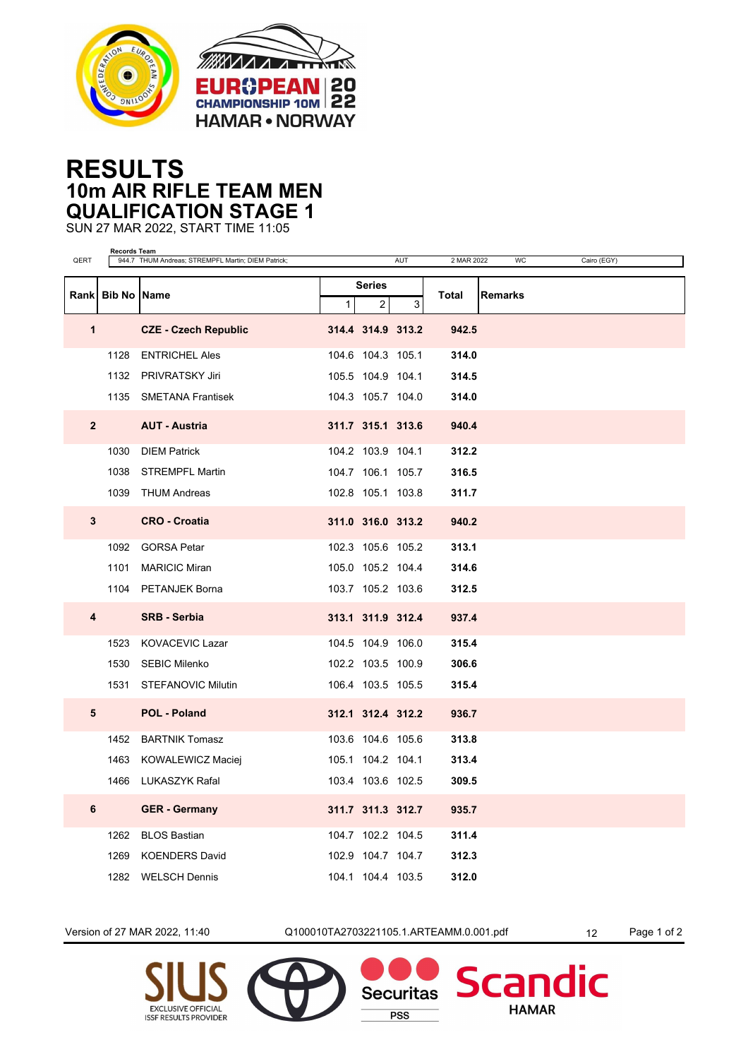# RESULTS
## 10m AIR RIFLE TEAM MEN
## QUALIFICATION STAGE 1

SUN 27 MAR 2022, START TIME 11:05

| | Records Team | | | | |
|---|---|---|---|---|---|
| QERT | 944.7 THUM Andreas; STREMPFL Martin; DIEM Patrick; | AUT | 2 MAR 2022 | WC | Cairo (EGY) |

| Rank | Bib No | Name | Series 1 | Series 2 | Series 3 | Total | Remarks |
|---|---|---|---|---|---|---|---|
| **1** | | **CZE - Czech Republic** | **314.4** | **314.9** | **313.2** | **942.5** | |
| | 1128 | ENTRICHEL Ales | 104.6 | 104.3 | 105.1 | **314.0** | |
| | 1132 | PRIVRATSKY Jiri | 105.5 | 104.9 | 104.1 | **314.5** | |
| | 1135 | SMETANA Frantisek | 104.3 | 105.7 | 104.0 | **314.0** | |
| **2** | | **AUT - Austria** | **311.7** | **315.1** | **313.6** | **940.4** | |
| | 1030 | DIEM Patrick | 104.2 | 103.9 | 104.1 | **312.2** | |
| | 1038 | STREMPFL Martin | 104.7 | 106.1 | 105.7 | **316.5** | |
| | 1039 | THUM Andreas | 102.8 | 105.1 | 103.8 | **311.7** | |
| **3** | | **CRO - Croatia** | **311.0** | **316.0** | **313.2** | **940.2** | |
| | 1092 | GORSA Petar | 102.3 | 105.6 | 105.2 | **313.1** | |
| | 1101 | MARICIC Miran | 105.0 | 105.2 | 104.4 | **314.6** | |
| | 1104 | PETANJEK Borna | 103.7 | 105.2 | 103.6 | **312.5** | |
| **4** | | **SRB - Serbia** | **313.1** | **311.9** | **312.4** | **937.4** | |
| | 1523 | KOVACEVIC Lazar | 104.5 | 104.9 | 106.0 | **315.4** | |
| | 1530 | SEBIC Milenko | 102.2 | 103.5 | 100.9 | **306.6** | |
| | 1531 | STEFANOVIC Milutin | 106.4 | 103.5 | 105.5 | **315.4** | |
| **5** | | **POL - Poland** | **312.1** | **312.4** | **312.2** | **936.7** | |
| | 1452 | BARTNIK Tomasz | 103.6 | 104.6 | 105.6 | **313.8** | |
| | 1463 | KOWALEWICZ Maciej | 105.1 | 104.2 | 104.1 | **313.4** | |
| | 1466 | LUKASZYK Rafal | 103.4 | 103.6 | 102.5 | **309.5** | |
| **6** | | **GER - Germany** | **311.7** | **311.3** | **312.7** | **935.7** | |
| | 1262 | BLOS Bastian | 104.7 | 102.2 | 104.5 | **311.4** | |
| | 1269 | KOENDERS David | 102.9 | 104.7 | 104.7 | **312.3** | |
| | 1282 | WELSCH Dennis | 104.1 | 104.4 | 103.5 | **312.0** | |

Version of 27 MAR 2022, 11:40 Q100010TA2703221105.1.ARTEAMM.0.001.pdf 12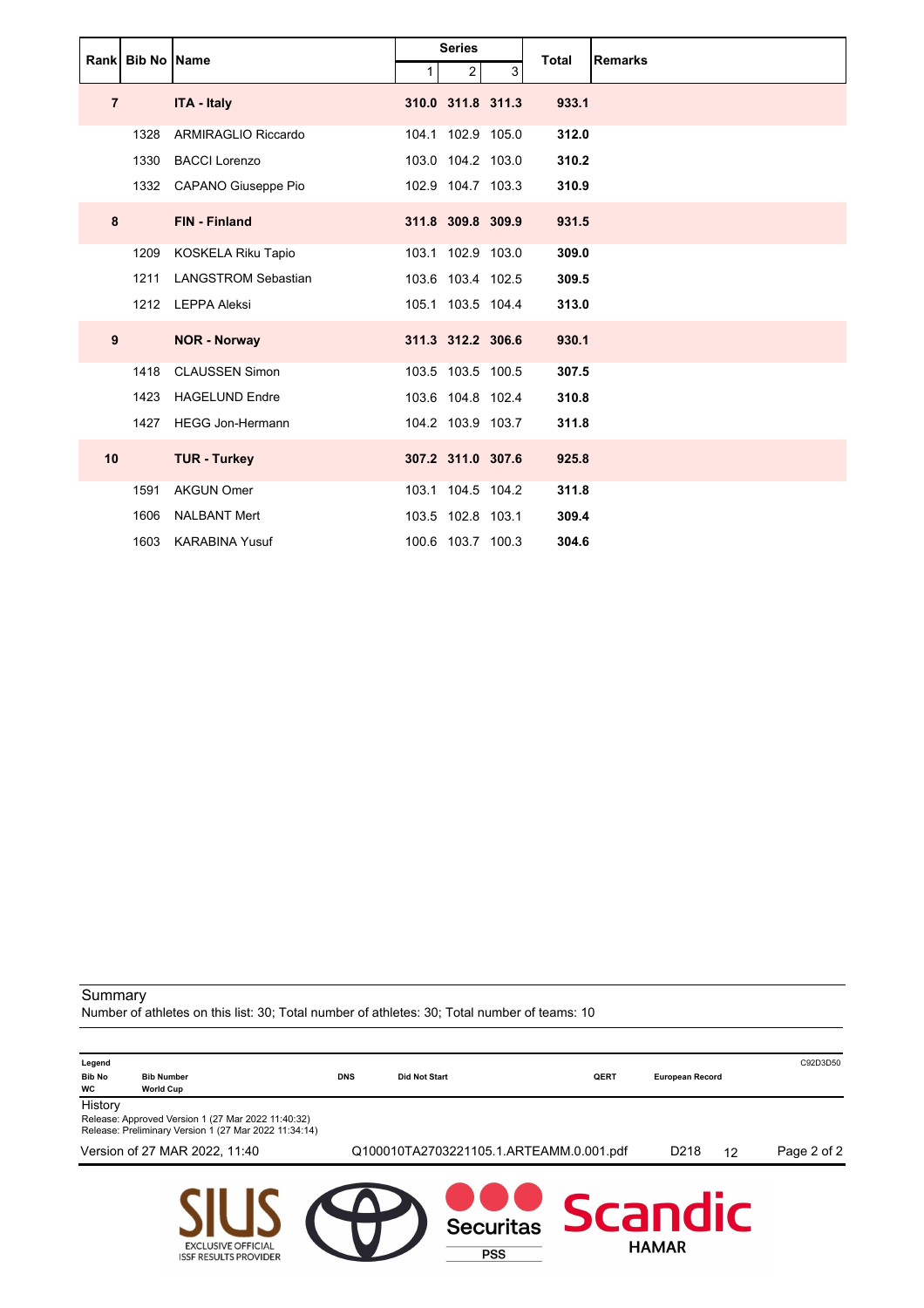| Rank | Bib No | Name | Series | | | Total | Remarks |
|---|---|---|---|---|---|---|---|
| | | | 1 | 2 | 3 | | |
| **7** | | **ITA - Italy** | **310.0** | **311.8** | **311.3** | **933.1** | |
| | 1328 | ARMIRAGLIO Riccardo | 104.1 | 102.9 | 105.0 | **312.0** | |
| | 1330 | BACCI Lorenzo | 103.0 | 104.2 | 103.0 | **310.2** | |
| | 1332 | CAPANO Giuseppe Pio | 102.9 | 104.7 | 103.3 | **310.9** | |
| **8** | | **FIN - Finland** | **311.8** | **309.8** | **309.9** | **931.5** | |
| | 1209 | KOSKELA Riku Tapio | 103.1 | 102.9 | 103.0 | **309.0** | |
| | 1211 | LANGSTROM Sebastian | 103.6 | 103.4 | 102.5 | **309.5** | |
| | 1212 | LEPPA Aleksi | 105.1 | 103.5 | 104.4 | **313.0** | |
| **9** | | **NOR - Norway** | **311.3** | **312.2** | **306.6** | **930.1** | |
| | 1418 | CLAUSSEN Simon | 103.5 | 103.5 | 100.5 | **307.5** | |
| | 1423 | HAGELUND Endre | 103.6 | 104.8 | 102.4 | **310.8** | |
| | 1427 | HEGG Jon-Hermann | 104.2 | 103.9 | 103.7 | **311.8** | |
| **10** | | **TUR - Turkey** | **307.2** | **311.0** | **307.6** | **925.8** | |
| | 1591 | AKGUN Omer | 103.1 | 104.5 | 104.2 | **311.8** | |
| | 1606 | NALBANT Mert | 103.5 | 102.8 | 103.1 | **309.4** | |
| | 1603 | KARABINA Yusuf | 100.6 | 103.7 | 100.3 | **304.6** | |

Summary

Number of athletes on this list: 30; Total number of athletes: 30; Total number of teams: 10

**Legend**

| | | | | | |
|---|---|---|---|---|---|
| **Bib No** | **Bib Number** | **DNS** | **Did Not Start** | **QERT** | **European Record** |
| **WC** | **World Cup** | | | | |

C92D3D50

History

Release: Approved Version 1 (27 Mar 2022 11:40:32)
Release: Preliminary Version 1 (27 Mar 2022 11:34:14)

Version of 27 MAR 2022, 11:40 Q100010TA2703221105.1.ARTEAMM.0.001.pdf D218 12

SIUS EXCLUSIVE OFFICIAL ISSF RESULTS PROVIDER · Securitas PSS · Scandic HAMAR